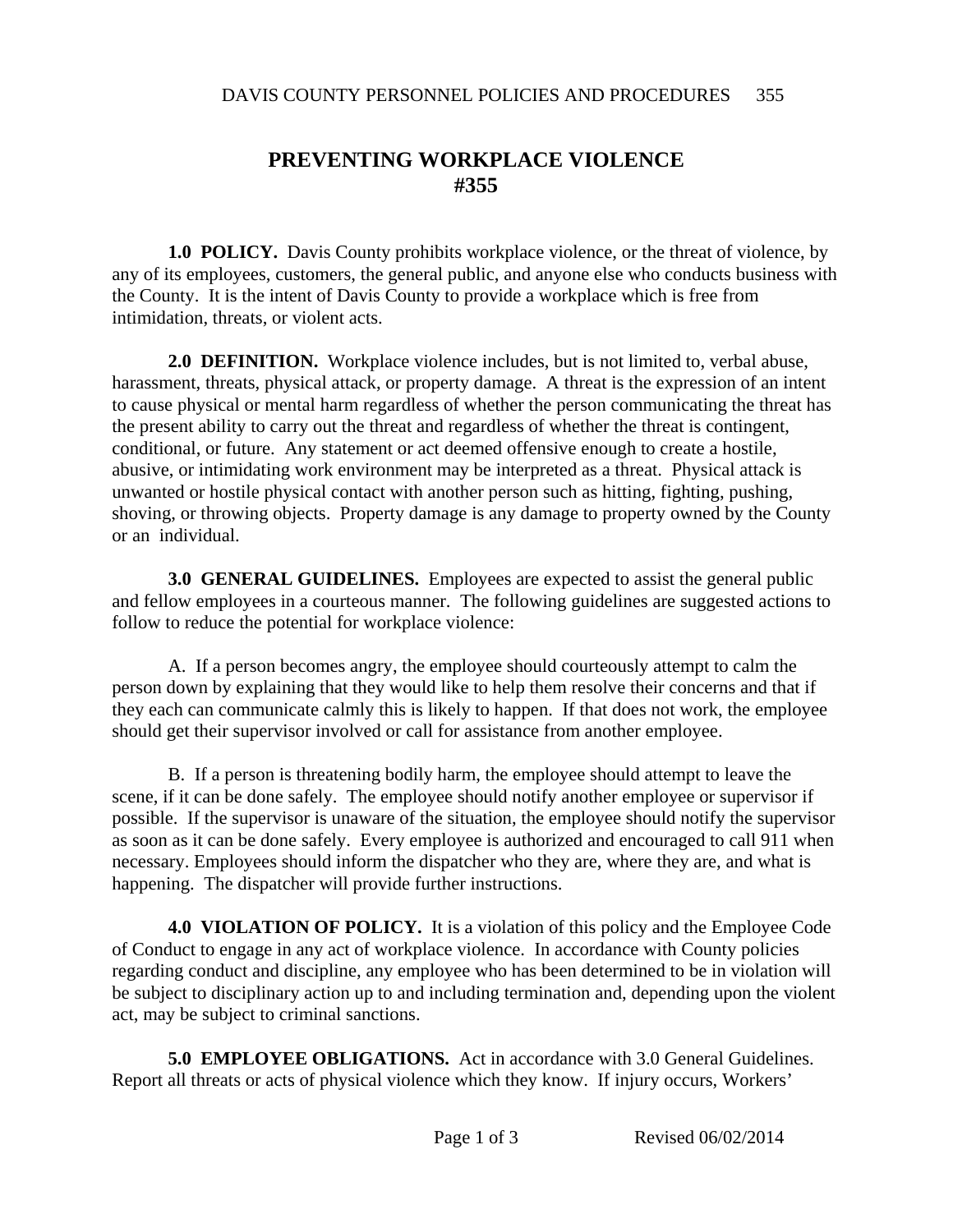# PREVENTING WORKPLACE VIOLENCE
# #355

**1.0 POLICY.** Davis County prohibits workplace violence, or the threat of violence, by any of its employees, customers, the general public, and anyone else who conducts business with the County. It is the intent of Davis County to provide a workplace which is free from intimidation, threats, or violent acts.

**2.0 DEFINITION.** Workplace violence includes, but is not limited to, verbal abuse, harassment, threats, physical attack, or property damage. A threat is the expression of an intent to cause physical or mental harm regardless of whether the person communicating the threat has the present ability to carry out the threat and regardless of whether the threat is contingent, conditional, or future. Any statement or act deemed offensive enough to create a hostile, abusive, or intimidating work environment may be interpreted as a threat. Physical attack is unwanted or hostile physical contact with another person such as hitting, fighting, pushing, shoving, or throwing objects. Property damage is any damage to property owned by the County or an individual.

**3.0 GENERAL GUIDELINES.** Employees are expected to assist the general public and fellow employees in a courteous manner. The following guidelines are suggested actions to follow to reduce the potential for workplace violence:

A. If a person becomes angry, the employee should courteously attempt to calm the person down by explaining that they would like to help them resolve their concerns and that if they each can communicate calmly this is likely to happen. If that does not work, the employee should get their supervisor involved or call for assistance from another employee.

B. If a person is threatening bodily harm, the employee should attempt to leave the scene, if it can be done safely. The employee should notify another employee or supervisor if possible. If the supervisor is unaware of the situation, the employee should notify the supervisor as soon as it can be done safely. Every employee is authorized and encouraged to call 911 when necessary. Employees should inform the dispatcher who they are, where they are, and what is happening. The dispatcher will provide further instructions.

**4.0 VIOLATION OF POLICY.** It is a violation of this policy and the Employee Code of Conduct to engage in any act of workplace violence. In accordance with County policies regarding conduct and discipline, any employee who has been determined to be in violation will be subject to disciplinary action up to and including termination and, depending upon the violent act, may be subject to criminal sanctions.

**5.0 EMPLOYEE OBLIGATIONS.** Act in accordance with 3.0 General Guidelines. Report all threats or acts of physical violence which they know. If injury occurs, Workers'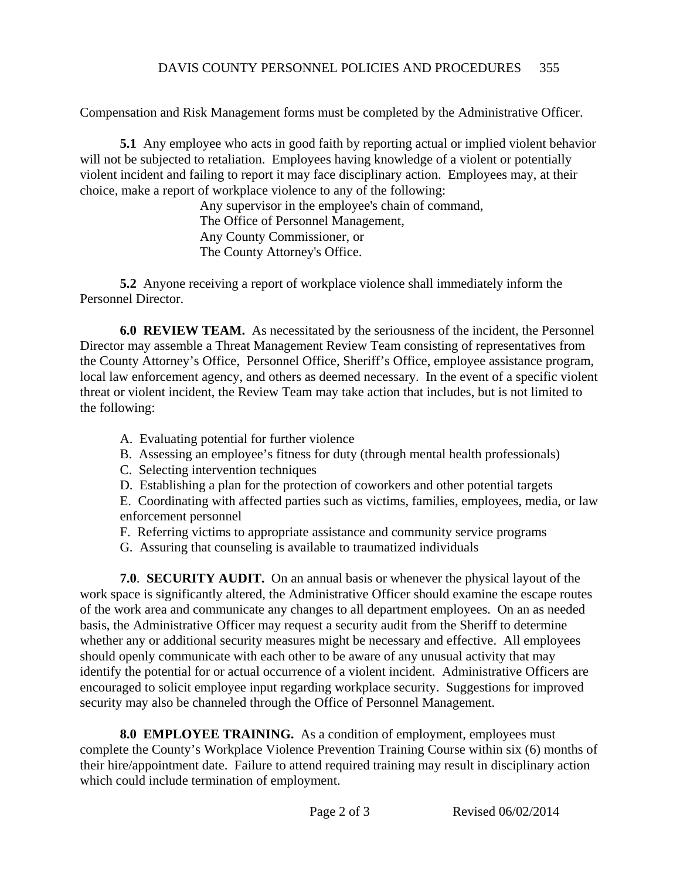Compensation and Risk Management forms must be completed by the Administrative Officer.

**5.1** Any employee who acts in good faith by reporting actual or implied violent behavior will not be subjected to retaliation. Employees having knowledge of a violent or potentially violent incident and failing to report it may face disciplinary action. Employees may, at their choice, make a report of workplace violence to any of the following:

Any supervisor in the employee's chain of command,
The Office of Personnel Management,
Any County Commissioner, or
The County Attorney's Office.

**5.2** Anyone receiving a report of workplace violence shall immediately inform the Personnel Director.

**6.0 REVIEW TEAM.** As necessitated by the seriousness of the incident, the Personnel Director may assemble a Threat Management Review Team consisting of representatives from the County Attorney's Office, Personnel Office, Sheriff's Office, employee assistance program, local law enforcement agency, and others as deemed necessary. In the event of a specific violent threat or violent incident, the Review Team may take action that includes, but is not limited to the following:

A. Evaluating potential for further violence
B. Assessing an employee's fitness for duty (through mental health professionals)
C. Selecting intervention techniques
D. Establishing a plan for the protection of coworkers and other potential targets
E. Coordinating with affected parties such as victims, families, employees, media, or law enforcement personnel
F. Referring victims to appropriate assistance and community service programs
G. Assuring that counseling is available to traumatized individuals

**7.0**. **SECURITY AUDIT.** On an annual basis or whenever the physical layout of the work space is significantly altered, the Administrative Officer should examine the escape routes of the work area and communicate any changes to all department employees. On an as needed basis, the Administrative Officer may request a security audit from the Sheriff to determine whether any or additional security measures might be necessary and effective. All employees should openly communicate with each other to be aware of any unusual activity that may identify the potential for or actual occurrence of a violent incident. Administrative Officers are encouraged to solicit employee input regarding workplace security. Suggestions for improved security may also be channeled through the Office of Personnel Management.

**8.0 EMPLOYEE TRAINING.** As a condition of employment, employees must complete the County's Workplace Violence Prevention Training Course within six (6) months of their hire/appointment date. Failure to attend required training may result in disciplinary action which could include termination of employment.

Revised 06/02/2014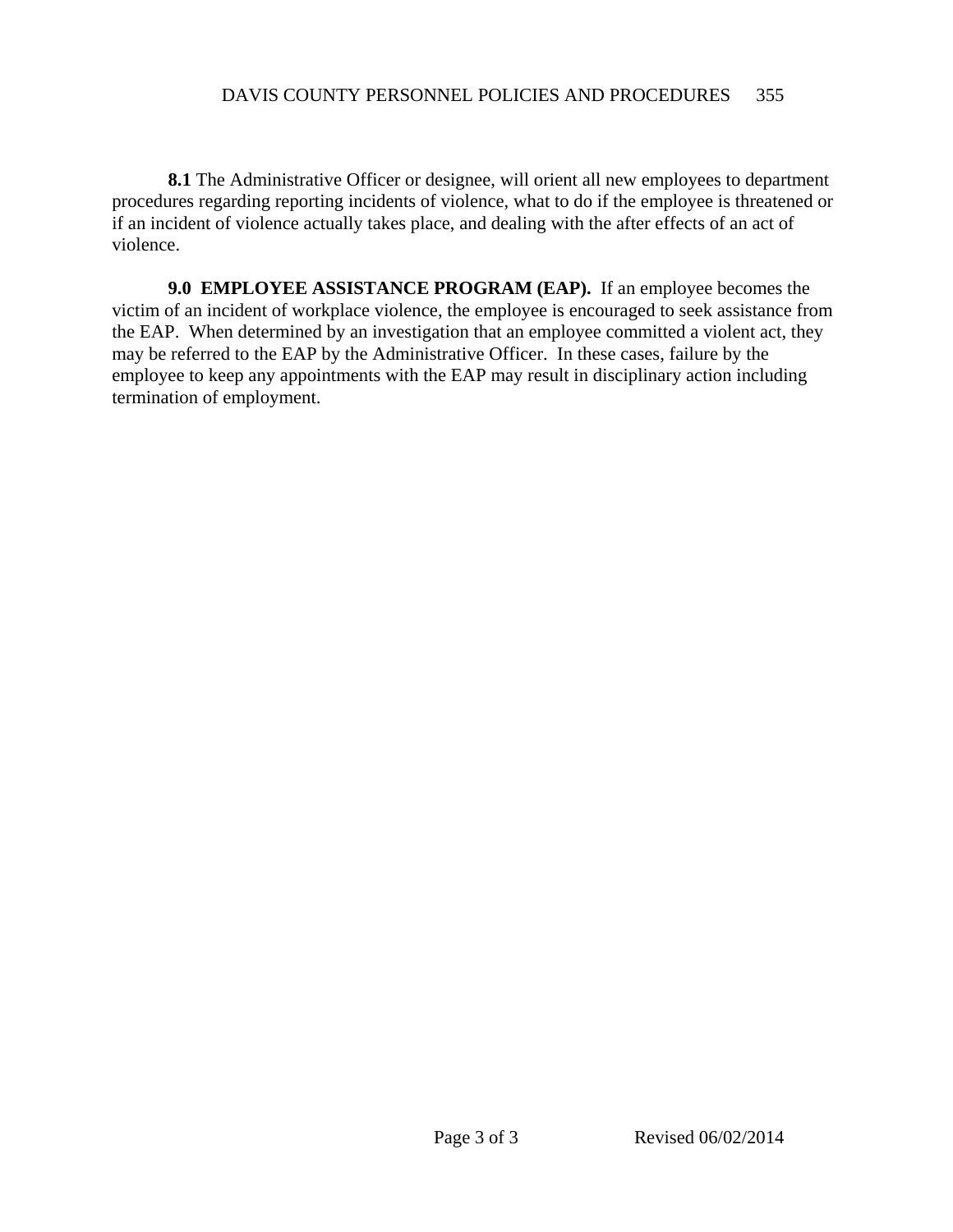**8.1** The Administrative Officer or designee, will orient all new employees to department procedures regarding reporting incidents of violence, what to do if the employee is threatened or if an incident of violence actually takes place, and dealing with the after effects of an act of violence.

**9.0 EMPLOYEE ASSISTANCE PROGRAM (EAP).** If an employee becomes the victim of an incident of workplace violence, the employee is encouraged to seek assistance from the EAP. When determined by an investigation that an employee committed a violent act, they may be referred to the EAP by the Administrative Officer. In these cases, failure by the employee to keep any appointments with the EAP may result in disciplinary action including termination of employment.